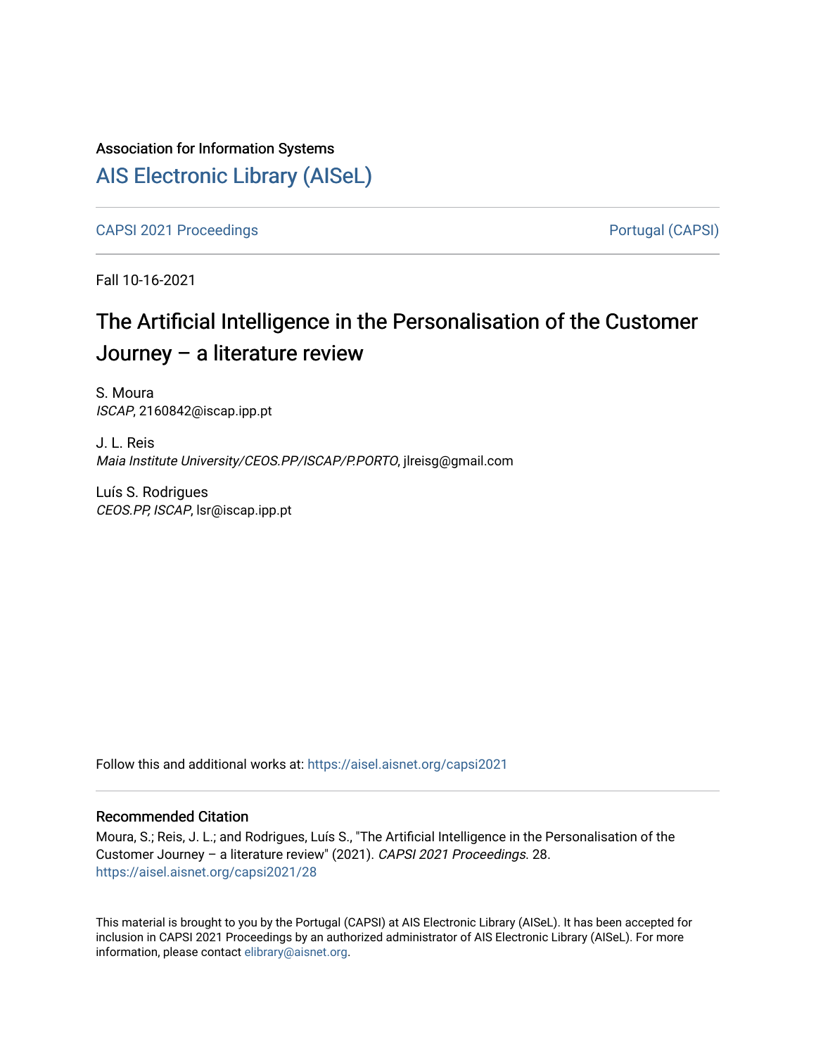Association for Information Systems

# AIS Electronic Library (AISeL)

CAPSI 2021 Proceedings

Portugal (CAPSI)

Fall 10-16-2021

# The Artificial Intelligence in the Personalisation of the Customer Journey – a literature review

S. Moura
*ISCAP*, 2160842@iscap.ipp.pt

J. L. Reis
*Maia Institute University/CEOS.PP/ISCAP/P.PORTO*, jlreisg@gmail.com

Luís S. Rodrigues
*CEOS.PP, ISCAP*, lsr@iscap.ipp.pt

Follow this and additional works at: https://aisel.aisnet.org/capsi2021

## Recommended Citation

Moura, S.; Reis, J. L.; and Rodrigues, Luís S., "The Artificial Intelligence in the Personalisation of the Customer Journey – a literature review" (2021). *CAPSI 2021 Proceedings*. 28.
https://aisel.aisnet.org/capsi2021/28

This material is brought to you by the Portugal (CAPSI) at AIS Electronic Library (AISeL). It has been accepted for inclusion in CAPSI 2021 Proceedings by an authorized administrator of AIS Electronic Library (AISeL). For more information, please contact elibrary@aisnet.org.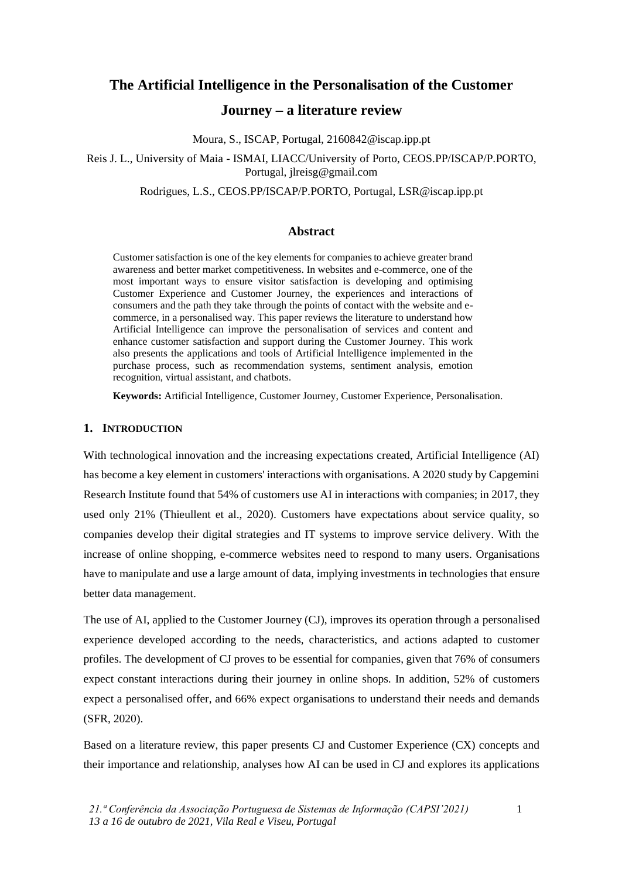# The Artificial Intelligence in the Personalisation of the Customer Journey – a literature review

Moura, S., ISCAP, Portugal, 2160842@iscap.ipp.pt

Reis J. L., University of Maia - ISMAI, LIACC/University of Porto, CEOS.PP/ISCAP/P.PORTO, Portugal, jlreisg@gmail.com

Rodrigues, L.S., CEOS.PP/ISCAP/P.PORTO, Portugal, LSR@iscap.ipp.pt

## Abstract

Customer satisfaction is one of the key elements for companies to achieve greater brand awareness and better market competitiveness. In websites and e-commerce, one of the most important ways to ensure visitor satisfaction is developing and optimising Customer Experience and Customer Journey, the experiences and interactions of consumers and the path they take through the points of contact with the website and e-commerce, in a personalised way. This paper reviews the literature to understand how Artificial Intelligence can improve the personalisation of services and content and enhance customer satisfaction and support during the Customer Journey. This work also presents the applications and tools of Artificial Intelligence implemented in the purchase process, such as recommendation systems, sentiment analysis, emotion recognition, virtual assistant, and chatbots.

**Keywords:** Artificial Intelligence, Customer Journey, Customer Experience, Personalisation.

## 1. Introduction

With technological innovation and the increasing expectations created, Artificial Intelligence (AI) has become a key element in customers' interactions with organisations. A 2020 study by Capgemini Research Institute found that 54% of customers use AI in interactions with companies; in 2017, they used only 21% (Thieullent et al., 2020). Customers have expectations about service quality, so companies develop their digital strategies and IT systems to improve service delivery. With the increase of online shopping, e-commerce websites need to respond to many users. Organisations have to manipulate and use a large amount of data, implying investments in technologies that ensure better data management.

The use of AI, applied to the Customer Journey (CJ), improves its operation through a personalised experience developed according to the needs, characteristics, and actions adapted to customer profiles. The development of CJ proves to be essential for companies, given that 76% of consumers expect constant interactions during their journey in online shops. In addition, 52% of customers expect a personalised offer, and 66% expect organisations to understand their needs and demands (SFR, 2020).

Based on a literature review, this paper presents CJ and Customer Experience (CX) concepts and their importance and relationship, analyses how AI can be used in CJ and explores its applications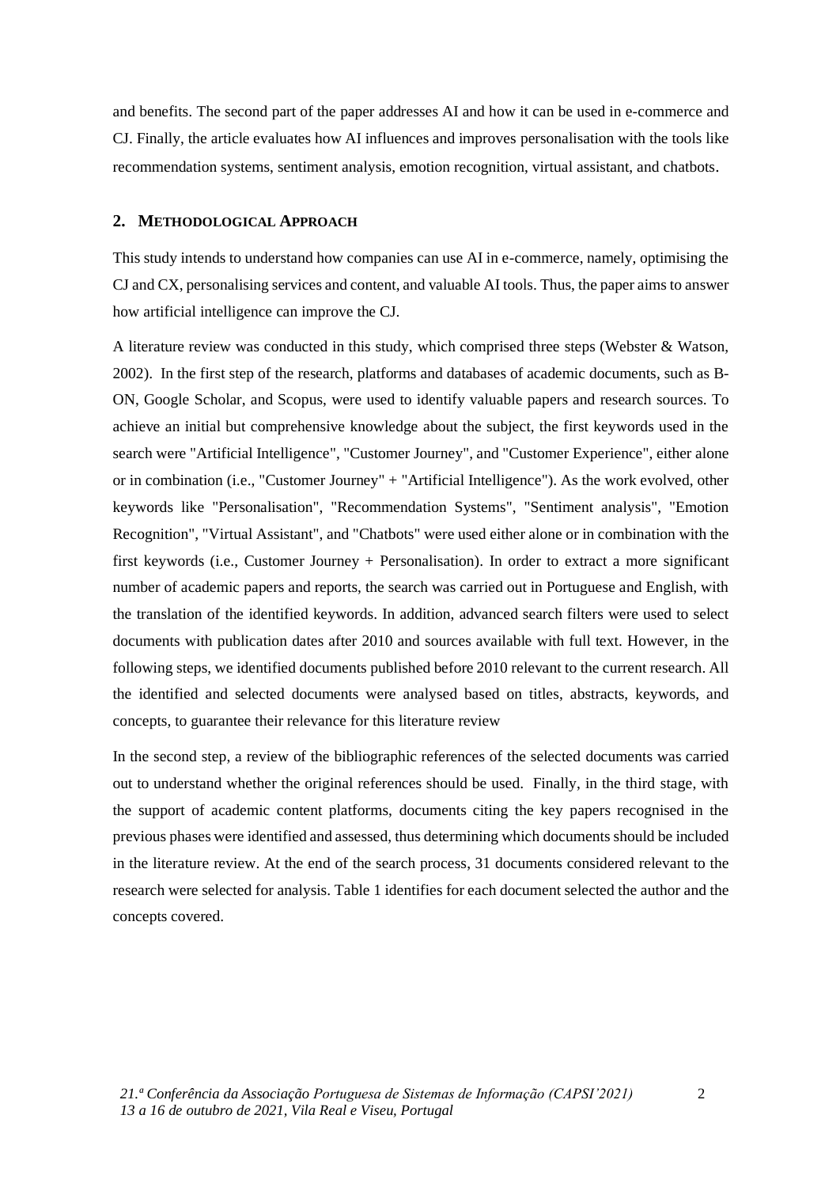and benefits. The second part of the paper addresses AI and how it can be used in e-commerce and CJ. Finally, the article evaluates how AI influences and improves personalisation with the tools like recommendation systems, sentiment analysis, emotion recognition, virtual assistant, and chatbots.

## 2. METHODOLOGICAL APPROACH

This study intends to understand how companies can use AI in e-commerce, namely, optimising the CJ and CX, personalising services and content, and valuable AI tools. Thus, the paper aims to answer how artificial intelligence can improve the CJ.

A literature review was conducted in this study, which comprised three steps (Webster & Watson, 2002). In the first step of the research, platforms and databases of academic documents, such as B-ON, Google Scholar, and Scopus, were used to identify valuable papers and research sources. To achieve an initial but comprehensive knowledge about the subject, the first keywords used in the search were "Artificial Intelligence", "Customer Journey", and "Customer Experience", either alone or in combination (i.e., "Customer Journey" + "Artificial Intelligence"). As the work evolved, other keywords like "Personalisation", "Recommendation Systems", "Sentiment analysis", "Emotion Recognition", "Virtual Assistant", and "Chatbots" were used either alone or in combination with the first keywords (i.e., Customer Journey + Personalisation). In order to extract a more significant number of academic papers and reports, the search was carried out in Portuguese and English, with the translation of the identified keywords. In addition, advanced search filters were used to select documents with publication dates after 2010 and sources available with full text. However, in the following steps, we identified documents published before 2010 relevant to the current research. All the identified and selected documents were analysed based on titles, abstracts, keywords, and concepts, to guarantee their relevance for this literature review

In the second step, a review of the bibliographic references of the selected documents was carried out to understand whether the original references should be used. Finally, in the third stage, with the support of academic content platforms, documents citing the key papers recognised in the previous phases were identified and assessed, thus determining which documents should be included in the literature review. At the end of the search process, 31 documents considered relevant to the research were selected for analysis. Table 1 identifies for each document selected the author and the concepts covered.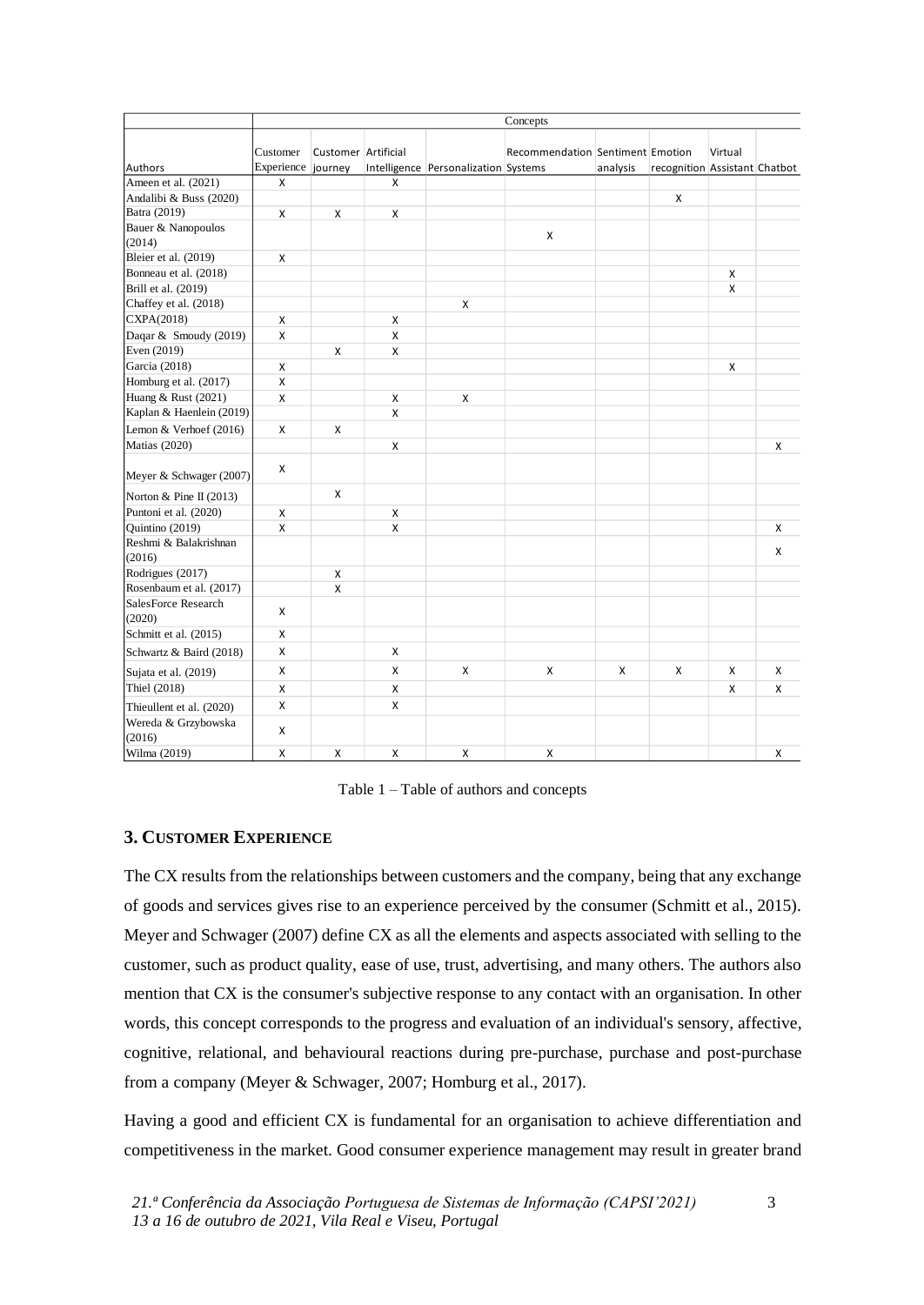| Authors | Concepts | | | | | | | | |
|---|---|---|---|---|---|---|---|---|---|
| | Customer Experience | Customer journey | Artificial Intelligence | Personalization | Recommendation Systems | Sentiment analysis | Emotion recognition | Virtual Assistant | Chatbot |
| Ameen et al. (2021) | X | | X | | | | | | |
| Andalibi & Buss (2020) | | | | | | | X | | |
| Batra (2019) | X | X | X | | | | | | |
| Bauer & Nanopoulos (2014) | | | | | X | | | | |
| Bleier et al. (2019) | X | | | | | | | | |
| Bonneau et al. (2018) | | | | | | | | X | |
| Brill et al. (2019) | | | | | | | | X | |
| Chaffey et al. (2018) | | | | X | | | | | |
| CXPA(2018) | X | | X | | | | | | |
| Daqar & Smoudy (2019) | X | | X | | | | | | |
| Even (2019) | | X | X | | | | | | |
| Garcia (2018) | X | | | | | | | X | |
| Homburg et al. (2017) | X | | | | | | | | |
| Huang & Rust (2021) | X | | X | X | | | | | |
| Kaplan & Haenlein (2019) | | | X | | | | | | |
| Lemon & Verhoef (2016) | X | X | | | | | | | |
| Matias (2020) | | | X | | | | | | X |
| Meyer & Schwager (2007) | X | | | | | | | | |
| Norton & Pine II (2013) | | X | | | | | | | |
| Puntoni et al. (2020) | X | | X | | | | | | |
| Quintino (2019) | X | | X | | | | | | X |
| Reshmi & Balakrishnan (2016) | | | | | | | | | X |
| Rodrigues (2017) | | X | | | | | | | |
| Rosenbaum et al. (2017) | | X | | | | | | | |
| SalesForce Research (2020) | X | | | | | | | | |
| Schmitt et al. (2015) | X | | | | | | | | |
| Schwartz & Baird (2018) | X | | X | | | | | | |
| Sujata et al. (2019) | X | | X | X | X | X | X | X | X |
| Thiel (2018) | X | | X | | | | | X | X |
| Thieullent et al. (2020) | X | | X | | | | | | |
| Wereda & Grzybowska (2016) | X | | | | | | | | |
| Wilma (2019) | X | X | X | X | X | | | | X |

Table 1 – Table of authors and concepts

## 3. Customer Experience

The CX results from the relationships between customers and the company, being that any exchange of goods and services gives rise to an experience perceived by the consumer (Schmitt et al., 2015). Meyer and Schwager (2007) define CX as all the elements and aspects associated with selling to the customer, such as product quality, ease of use, trust, advertising, and many others. The authors also mention that CX is the consumer's subjective response to any contact with an organisation. In other words, this concept corresponds to the progress and evaluation of an individual's sensory, affective, cognitive, relational, and behavioural reactions during pre-purchase, purchase and post-purchase from a company (Meyer & Schwager, 2007; Homburg et al., 2017).

Having a good and efficient CX is fundamental for an organisation to achieve differentiation and competitiveness in the market. Good consumer experience management may result in greater brand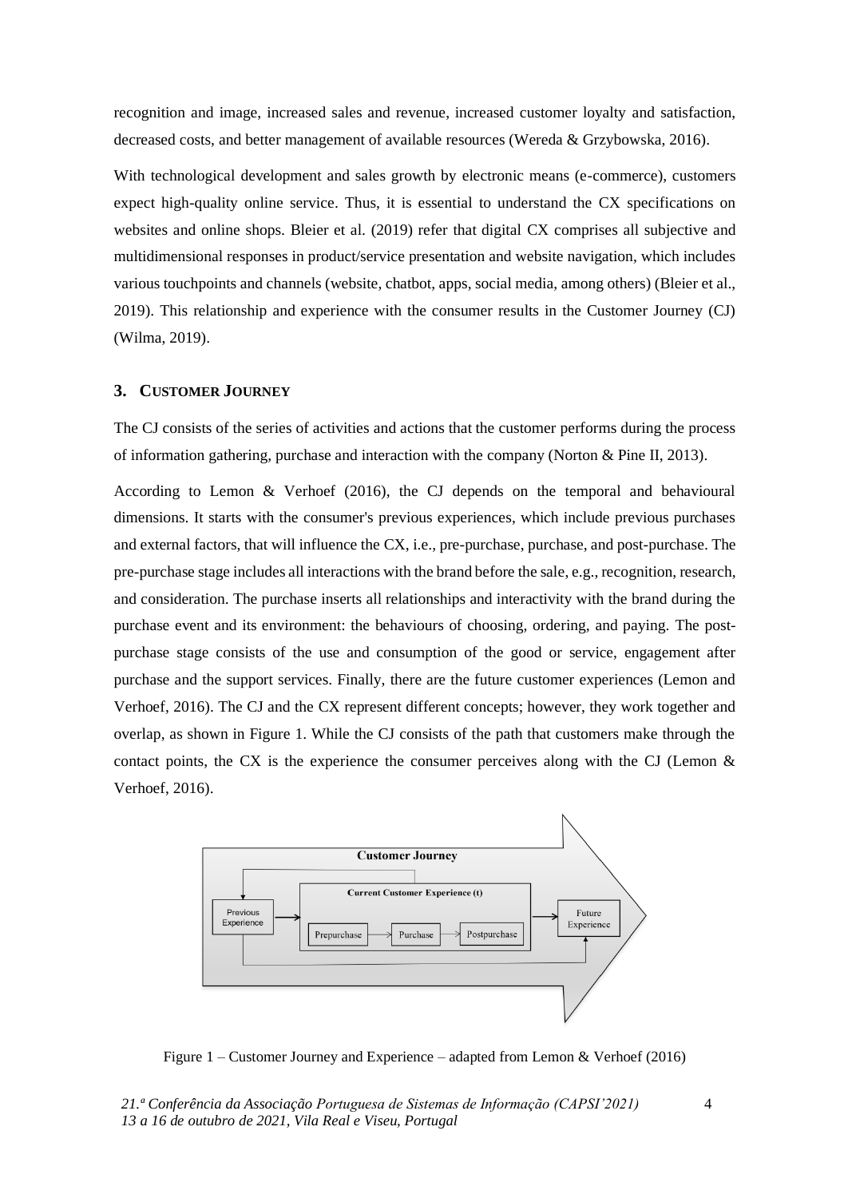recognition and image, increased sales and revenue, increased customer loyalty and satisfaction, decreased costs, and better management of available resources (Wereda & Grzybowska, 2016).

With technological development and sales growth by electronic means (e-commerce), customers expect high-quality online service. Thus, it is essential to understand the CX specifications on websites and online shops. Bleier et al. (2019) refer that digital CX comprises all subjective and multidimensional responses in product/service presentation and website navigation, which includes various touchpoints and channels (website, chatbot, apps, social media, among others) (Bleier et al., 2019). This relationship and experience with the consumer results in the Customer Journey (CJ) (Wilma, 2019).

## 3. CUSTOMER JOURNEY

The CJ consists of the series of activities and actions that the customer performs during the process of information gathering, purchase and interaction with the company (Norton & Pine II, 2013).

According to Lemon & Verhoef (2016), the CJ depends on the temporal and behavioural dimensions. It starts with the consumer's previous experiences, which include previous purchases and external factors, that will influence the CX, i.e., pre-purchase, purchase, and post-purchase. The pre-purchase stage includes all interactions with the brand before the sale, e.g., recognition, research, and consideration. The purchase inserts all relationships and interactivity with the brand during the purchase event and its environment: the behaviours of choosing, ordering, and paying. The post-purchase stage consists of the use and consumption of the good or service, engagement after purchase and the support services. Finally, there are the future customer experiences (Lemon and Verhoef, 2016). The CJ and the CX represent different concepts; however, they work together and overlap, as shown in Figure 1. While the CJ consists of the path that customers make through the contact points, the CX is the experience the consumer perceives along with the CJ (Lemon & Verhoef, 2016).

Figure 1 – Customer Journey and Experience – adapted from Lemon & Verhoef (2016)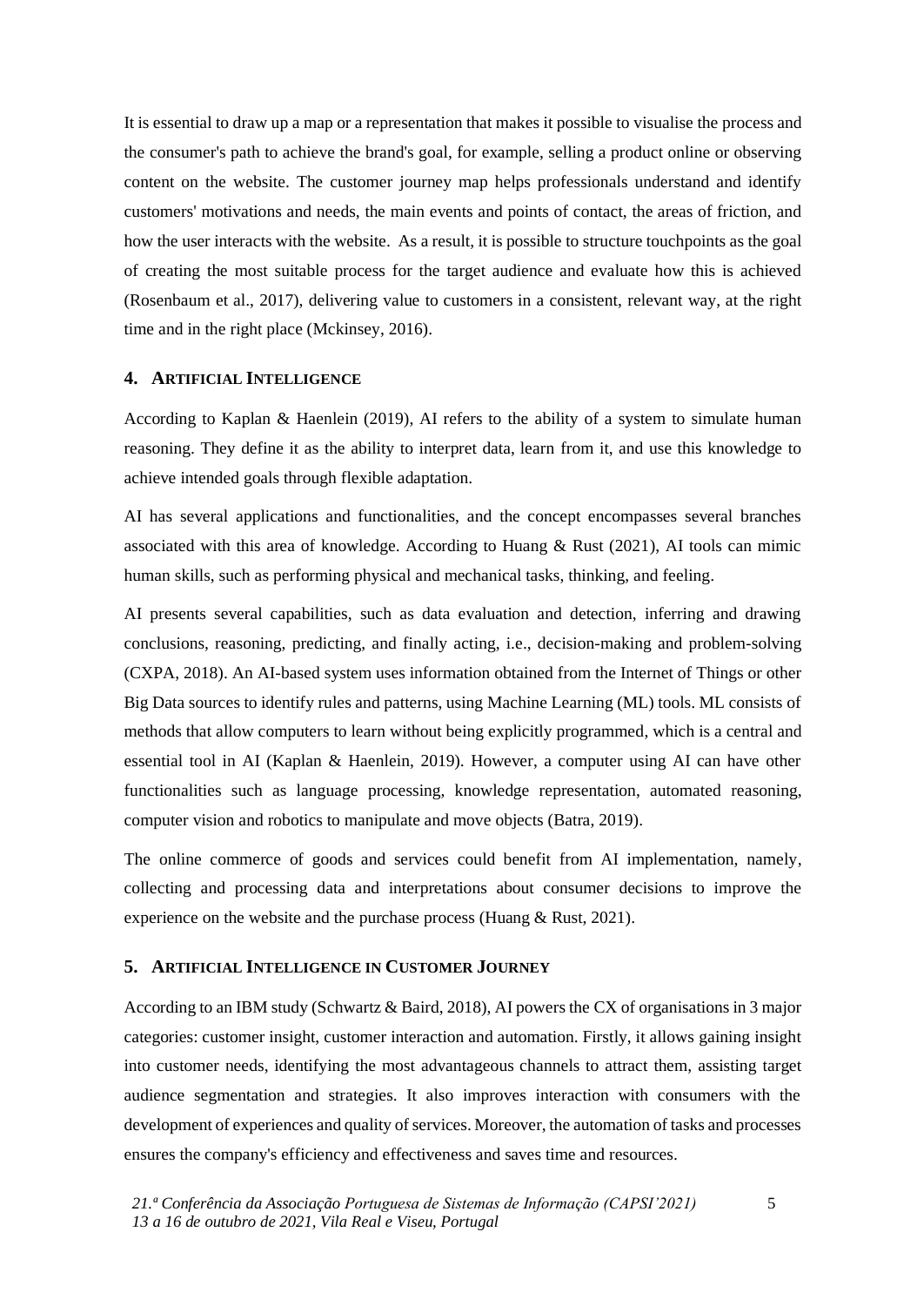It is essential to draw up a map or a representation that makes it possible to visualise the process and the consumer's path to achieve the brand's goal, for example, selling a product online or observing content on the website. The customer journey map helps professionals understand and identify customers' motivations and needs, the main events and points of contact, the areas of friction, and how the user interacts with the website. As a result, it is possible to structure touchpoints as the goal of creating the most suitable process for the target audience and evaluate how this is achieved (Rosenbaum et al., 2017), delivering value to customers in a consistent, relevant way, at the right time and in the right place (Mckinsey, 2016).

## 4. ARTIFICIAL INTELLIGENCE

According to Kaplan & Haenlein (2019), AI refers to the ability of a system to simulate human reasoning. They define it as the ability to interpret data, learn from it, and use this knowledge to achieve intended goals through flexible adaptation.

AI has several applications and functionalities, and the concept encompasses several branches associated with this area of knowledge. According to Huang & Rust (2021), AI tools can mimic human skills, such as performing physical and mechanical tasks, thinking, and feeling.

AI presents several capabilities, such as data evaluation and detection, inferring and drawing conclusions, reasoning, predicting, and finally acting, i.e., decision-making and problem-solving (CXPA, 2018). An AI-based system uses information obtained from the Internet of Things or other Big Data sources to identify rules and patterns, using Machine Learning (ML) tools. ML consists of methods that allow computers to learn without being explicitly programmed, which is a central and essential tool in AI (Kaplan & Haenlein, 2019). However, a computer using AI can have other functionalities such as language processing, knowledge representation, automated reasoning, computer vision and robotics to manipulate and move objects (Batra, 2019).

The online commerce of goods and services could benefit from AI implementation, namely, collecting and processing data and interpretations about consumer decisions to improve the experience on the website and the purchase process (Huang & Rust, 2021).

## 5. ARTIFICIAL INTELLIGENCE IN CUSTOMER JOURNEY

According to an IBM study (Schwartz & Baird, 2018), AI powers the CX of organisations in 3 major categories: customer insight, customer interaction and automation. Firstly, it allows gaining insight into customer needs, identifying the most advantageous channels to attract them, assisting target audience segmentation and strategies. It also improves interaction with consumers with the development of experiences and quality of services. Moreover, the automation of tasks and processes ensures the company's efficiency and effectiveness and saves time and resources.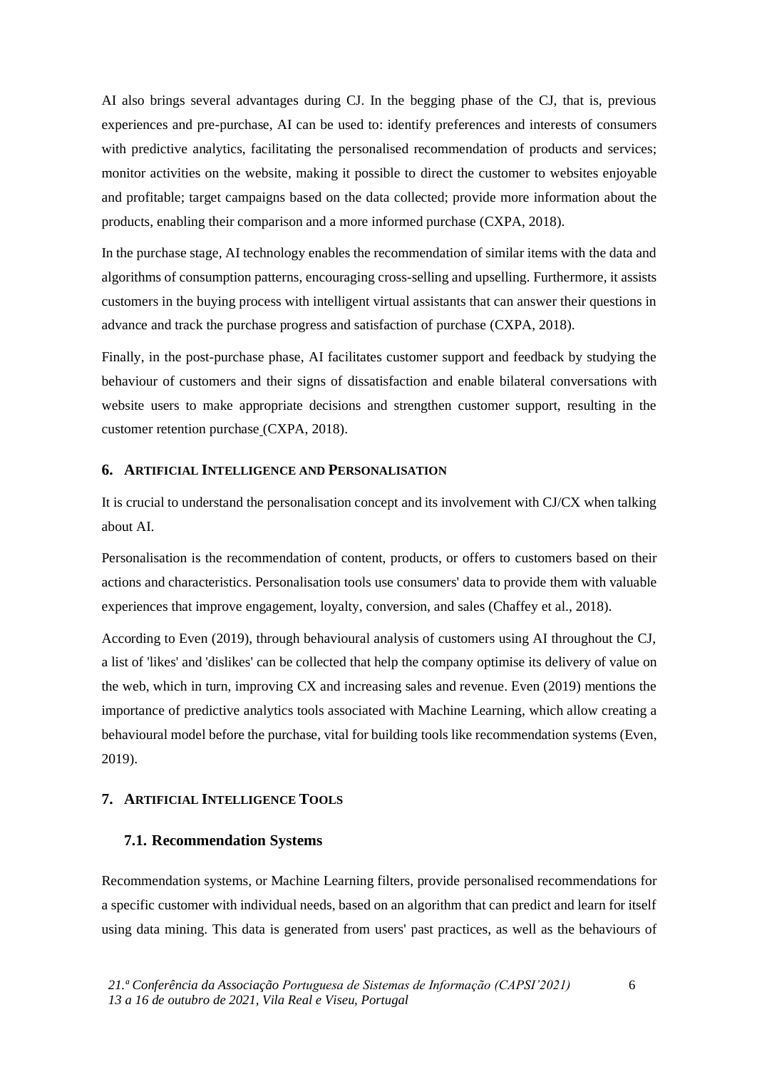AI also brings several advantages during CJ. In the begging phase of the CJ, that is, previous experiences and pre-purchase, AI can be used to: identify preferences and interests of consumers with predictive analytics, facilitating the personalised recommendation of products and services; monitor activities on the website, making it possible to direct the customer to websites enjoyable and profitable; target campaigns based on the data collected; provide more information about the products, enabling their comparison and a more informed purchase (CXPA, 2018).

In the purchase stage, AI technology enables the recommendation of similar items with the data and algorithms of consumption patterns, encouraging cross-selling and upselling. Furthermore, it assists customers in the buying process with intelligent virtual assistants that can answer their questions in advance and track the purchase progress and satisfaction of purchase (CXPA, 2018).

Finally, in the post-purchase phase, AI facilitates customer support and feedback by studying the behaviour of customers and their signs of dissatisfaction and enable bilateral conversations with website users to make appropriate decisions and strengthen customer support, resulting in the customer retention purchase (CXPA, 2018).

## 6. Artificial Intelligence and Personalisation

It is crucial to understand the personalisation concept and its involvement with CJ/CX when talking about AI.

Personalisation is the recommendation of content, products, or offers to customers based on their actions and characteristics. Personalisation tools use consumers' data to provide them with valuable experiences that improve engagement, loyalty, conversion, and sales (Chaffey et al., 2018).

According to Even (2019), through behavioural analysis of customers using AI throughout the CJ, a list of 'likes' and 'dislikes' can be collected that help the company optimise its delivery of value on the web, which in turn, improving CX and increasing sales and revenue. Even (2019) mentions the importance of predictive analytics tools associated with Machine Learning, which allow creating a behavioural model before the purchase, vital for building tools like recommendation systems (Even, 2019).

## 7. Artificial Intelligence Tools

### 7.1. Recommendation Systems

Recommendation systems, or Machine Learning filters, provide personalised recommendations for a specific customer with individual needs, based on an algorithm that can predict and learn for itself using data mining. This data is generated from users' past practices, as well as the behaviours of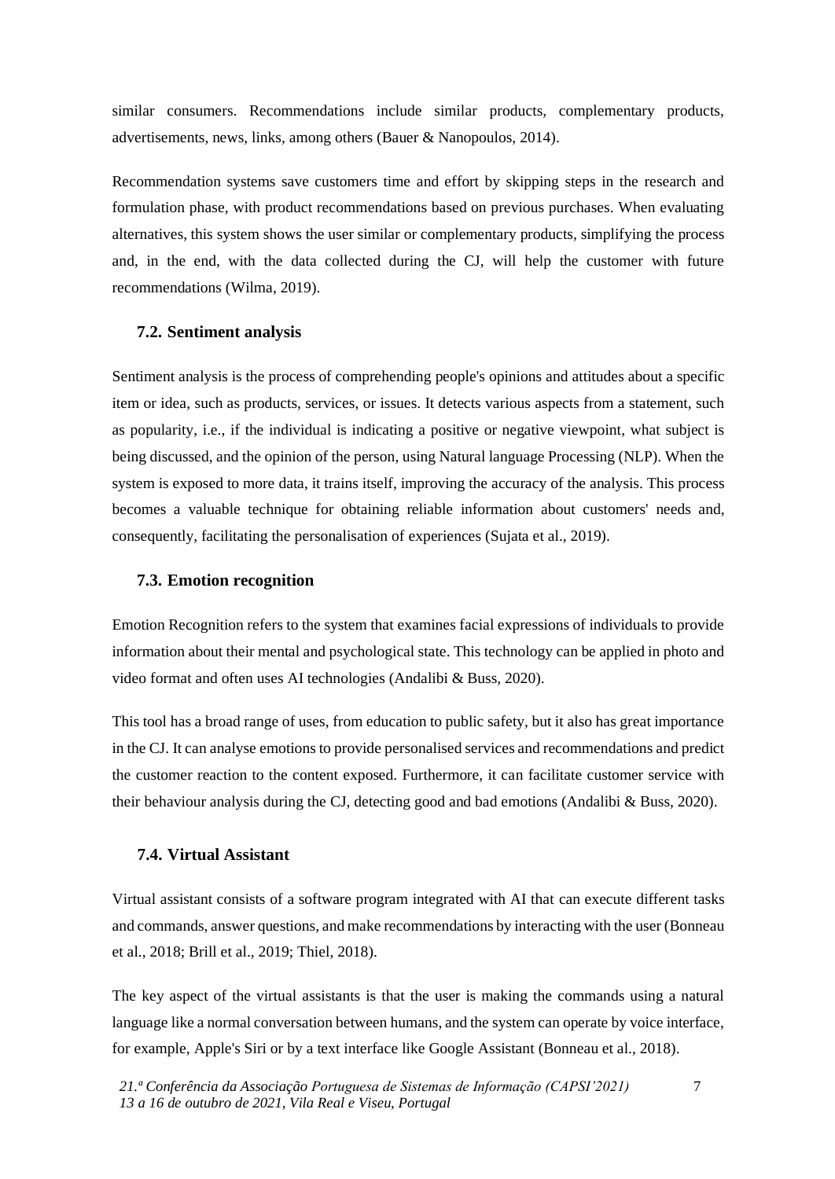similar consumers. Recommendations include similar products, complementary products, advertisements, news, links, among others (Bauer & Nanopoulos, 2014).

Recommendation systems save customers time and effort by skipping steps in the research and formulation phase, with product recommendations based on previous purchases. When evaluating alternatives, this system shows the user similar or complementary products, simplifying the process and, in the end, with the data collected during the CJ, will help the customer with future recommendations (Wilma, 2019).

### 7.2. Sentiment analysis

Sentiment analysis is the process of comprehending people's opinions and attitudes about a specific item or idea, such as products, services, or issues. It detects various aspects from a statement, such as popularity, i.e., if the individual is indicating a positive or negative viewpoint, what subject is being discussed, and the opinion of the person, using Natural language Processing (NLP). When the system is exposed to more data, it trains itself, improving the accuracy of the analysis. This process becomes a valuable technique for obtaining reliable information about customers' needs and, consequently, facilitating the personalisation of experiences (Sujata et al., 2019).

### 7.3. Emotion recognition

Emotion Recognition refers to the system that examines facial expressions of individuals to provide information about their mental and psychological state. This technology can be applied in photo and video format and often uses AI technologies (Andalibi & Buss, 2020).

This tool has a broad range of uses, from education to public safety, but it also has great importance in the CJ. It can analyse emotions to provide personalised services and recommendations and predict the customer reaction to the content exposed. Furthermore, it can facilitate customer service with their behaviour analysis during the CJ, detecting good and bad emotions (Andalibi & Buss, 2020).

### 7.4. Virtual Assistant

Virtual assistant consists of a software program integrated with AI that can execute different tasks and commands, answer questions, and make recommendations by interacting with the user (Bonneau et al., 2018; Brill et al., 2019; Thiel, 2018).

The key aspect of the virtual assistants is that the user is making the commands using a natural language like a normal conversation between humans, and the system can operate by voice interface, for example, Apple's Siri or by a text interface like Google Assistant (Bonneau et al., 2018).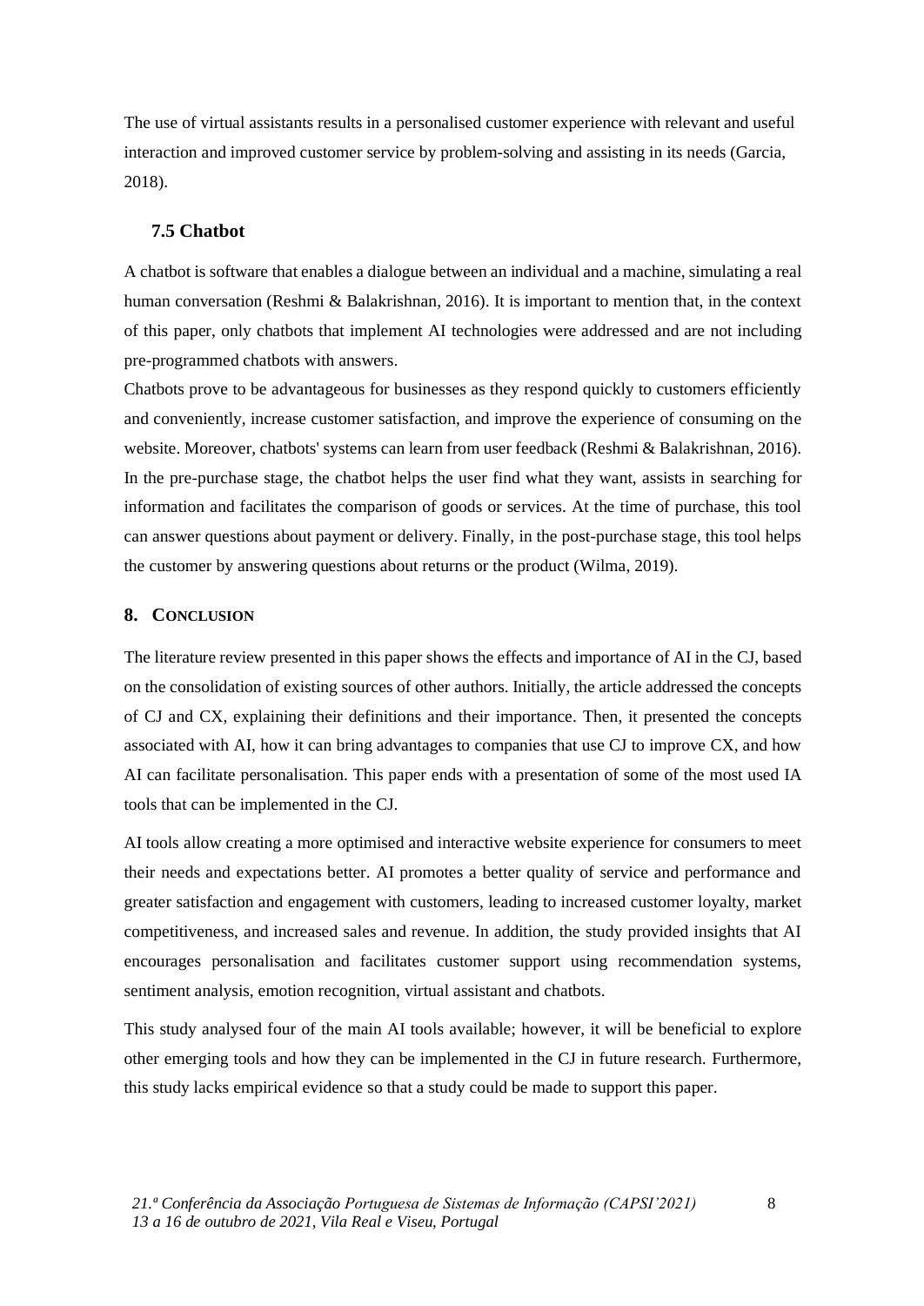The use of virtual assistants results in a personalised customer experience with relevant and useful interaction and improved customer service by problem-solving and assisting in its needs (Garcia, 2018).

### 7.5 Chatbot

A chatbot is software that enables a dialogue between an individual and a machine, simulating a real human conversation (Reshmi & Balakrishnan, 2016). It is important to mention that, in the context of this paper, only chatbots that implement AI technologies were addressed and are not including pre-programmed chatbots with answers.

Chatbots prove to be advantageous for businesses as they respond quickly to customers efficiently and conveniently, increase customer satisfaction, and improve the experience of consuming on the website. Moreover, chatbots' systems can learn from user feedback (Reshmi & Balakrishnan, 2016). In the pre-purchase stage, the chatbot helps the user find what they want, assists in searching for information and facilitates the comparison of goods or services. At the time of purchase, this tool can answer questions about payment or delivery. Finally, in the post-purchase stage, this tool helps the customer by answering questions about returns or the product (Wilma, 2019).

## 8. CONCLUSION

The literature review presented in this paper shows the effects and importance of AI in the CJ, based on the consolidation of existing sources of other authors. Initially, the article addressed the concepts of CJ and CX, explaining their definitions and their importance. Then, it presented the concepts associated with AI, how it can bring advantages to companies that use CJ to improve CX, and how AI can facilitate personalisation. This paper ends with a presentation of some of the most used IA tools that can be implemented in the CJ.

AI tools allow creating a more optimised and interactive website experience for consumers to meet their needs and expectations better. AI promotes a better quality of service and performance and greater satisfaction and engagement with customers, leading to increased customer loyalty, market competitiveness, and increased sales and revenue. In addition, the study provided insights that AI encourages personalisation and facilitates customer support using recommendation systems, sentiment analysis, emotion recognition, virtual assistant and chatbots.

This study analysed four of the main AI tools available; however, it will be beneficial to explore other emerging tools and how they can be implemented in the CJ in future research. Furthermore, this study lacks empirical evidence so that a study could be made to support this paper.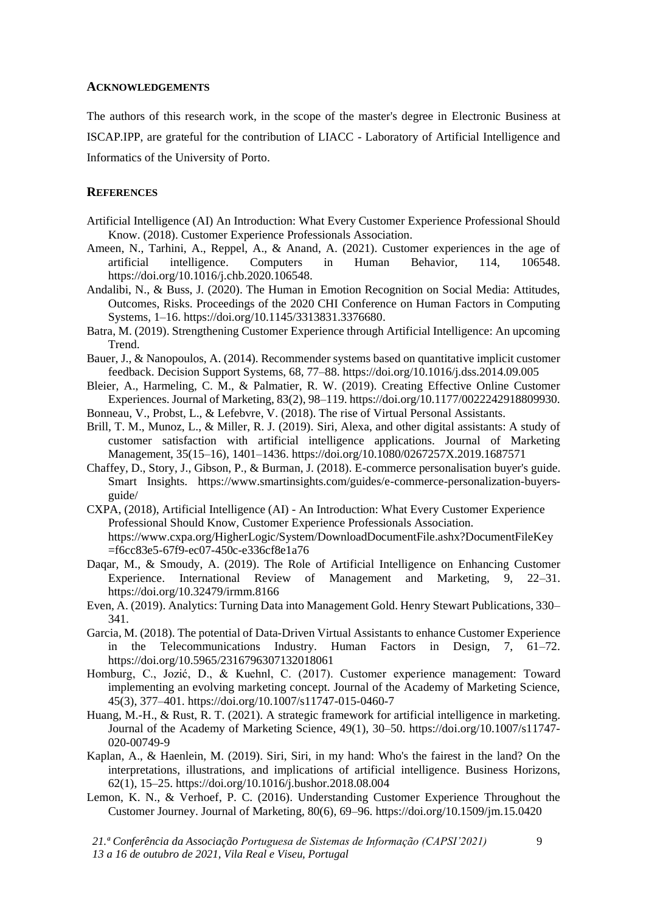## Acknowledgements

The authors of this research work, in the scope of the master's degree in Electronic Business at ISCAP.IPP, are grateful for the contribution of LIACC - Laboratory of Artificial Intelligence and Informatics of the University of Porto.

## References

Artificial Intelligence (AI) An Introduction: What Every Customer Experience Professional Should Know. (2018). Customer Experience Professionals Association.

Ameen, N., Tarhini, A., Reppel, A., & Anand, A. (2021). Customer experiences in the age of artificial intelligence. Computers in Human Behavior, 114, 106548. https://doi.org/10.1016/j.chb.2020.106548.

Andalibi, N., & Buss, J. (2020). The Human in Emotion Recognition on Social Media: Attitudes, Outcomes, Risks. Proceedings of the 2020 CHI Conference on Human Factors in Computing Systems, 1–16. https://doi.org/10.1145/3313831.3376680.

Batra, M. (2019). Strengthening Customer Experience through Artificial Intelligence: An upcoming Trend.

Bauer, J., & Nanopoulos, A. (2014). Recommender systems based on quantitative implicit customer feedback. Decision Support Systems, 68, 77–88. https://doi.org/10.1016/j.dss.2014.09.005

Bleier, A., Harmeling, C. M., & Palmatier, R. W. (2019). Creating Effective Online Customer Experiences. Journal of Marketing, 83(2), 98–119. https://doi.org/10.1177/0022242918809930.

Bonneau, V., Probst, L., & Lefebvre, V. (2018). The rise of Virtual Personal Assistants.

Brill, T. M., Munoz, L., & Miller, R. J. (2019). Siri, Alexa, and other digital assistants: A study of customer satisfaction with artificial intelligence applications. Journal of Marketing Management, 35(15–16), 1401–1436. https://doi.org/10.1080/0267257X.2019.1687571

Chaffey, D., Story, J., Gibson, P., & Burman, J. (2018). E-commerce personalisation buyer's guide. Smart Insights. https://www.smartinsights.com/guides/e-commerce-personalization-buyers-guide/

CXPA, (2018), Artificial Intelligence (AI) - An Introduction: What Every Customer Experience Professional Should Know, Customer Experience Professionals Association. https://www.cxpa.org/HigherLogic/System/DownloadDocumentFile.ashx?DocumentFileKey=f6cc83e5-67f9-ec07-450c-e336cf8e1a76

Daqar, M., & Smoudy, A. (2019). The Role of Artificial Intelligence on Enhancing Customer Experience. International Review of Management and Marketing, 9, 22–31. https://doi.org/10.32479/irmm.8166

Even, A. (2019). Analytics: Turning Data into Management Gold. Henry Stewart Publications, 330–341.

Garcia, M. (2018). The potential of Data-Driven Virtual Assistants to enhance Customer Experience in the Telecommunications Industry. Human Factors in Design, 7, 61–72. https://doi.org/10.5965/2316796307132018061

Homburg, C., Jozić, D., & Kuehnl, C. (2017). Customer experience management: Toward implementing an evolving marketing concept. Journal of the Academy of Marketing Science, 45(3), 377–401. https://doi.org/10.1007/s11747-015-0460-7

Huang, M.-H., & Rust, R. T. (2021). A strategic framework for artificial intelligence in marketing. Journal of the Academy of Marketing Science, 49(1), 30–50. https://doi.org/10.1007/s11747-020-00749-9

Kaplan, A., & Haenlein, M. (2019). Siri, Siri, in my hand: Who's the fairest in the land? On the interpretations, illustrations, and implications of artificial intelligence. Business Horizons, 62(1), 15–25. https://doi.org/10.1016/j.bushor.2018.08.004

Lemon, K. N., & Verhoef, P. C. (2016). Understanding Customer Experience Throughout the Customer Journey. Journal of Marketing, 80(6), 69–96. https://doi.org/10.1509/jm.15.0420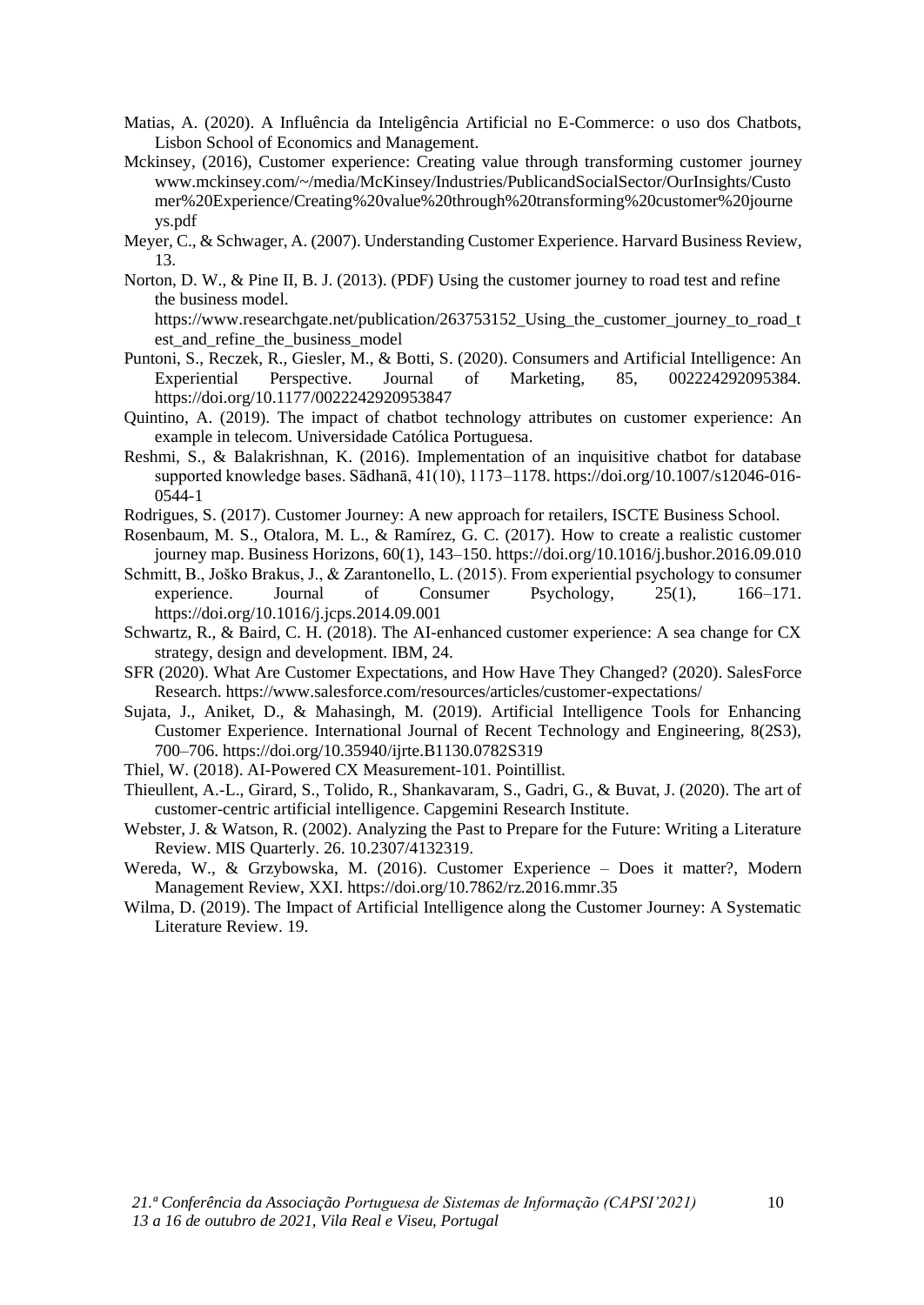Matias, A. (2020). A Influência da Inteligência Artificial no E-Commerce: o uso dos Chatbots, Lisbon School of Economics and Management.

Mckinsey, (2016), Customer experience: Creating value through transforming customer journey www.mckinsey.com/~/media/McKinsey/Industries/PublicandSocialSector/OurInsights/Customer%20Experience/Creating%20value%20through%20transforming%20customer%20journeys.pdf

Meyer, C., & Schwager, A. (2007). Understanding Customer Experience. Harvard Business Review, 13.

Norton, D. W., & Pine II, B. J. (2013). (PDF) Using the customer journey to road test and refine the business model. https://www.researchgate.net/publication/263753152_Using_the_customer_journey_to_road_test_and_refine_the_business_model

Puntoni, S., Reczek, R., Giesler, M., & Botti, S. (2020). Consumers and Artificial Intelligence: An Experiential Perspective. Journal of Marketing, 85, 002224292095384. https://doi.org/10.1177/0022242920953847

Quintino, A. (2019). The impact of chatbot technology attributes on customer experience: An example in telecom. Universidade Católica Portuguesa.

Reshmi, S., & Balakrishnan, K. (2016). Implementation of an inquisitive chatbot for database supported knowledge bases. Sādhanā, 41(10), 1173–1178. https://doi.org/10.1007/s12046-016-0544-1

Rodrigues, S. (2017). Customer Journey: A new approach for retailers, ISCTE Business School.

Rosenbaum, M. S., Otalora, M. L., & Ramírez, G. C. (2017). How to create a realistic customer journey map. Business Horizons, 60(1), 143–150. https://doi.org/10.1016/j.bushor.2016.09.010

Schmitt, B., Joško Brakus, J., & Zarantonello, L. (2015). From experiential psychology to consumer experience. Journal of Consumer Psychology, 25(1), 166–171. https://doi.org/10.1016/j.jcps.2014.09.001

Schwartz, R., & Baird, C. H. (2018). The AI-enhanced customer experience: A sea change for CX strategy, design and development. IBM, 24.

SFR (2020). What Are Customer Expectations, and How Have They Changed? (2020). SalesForce Research. https://www.salesforce.com/resources/articles/customer-expectations/

Sujata, J., Aniket, D., & Mahasingh, M. (2019). Artificial Intelligence Tools for Enhancing Customer Experience. International Journal of Recent Technology and Engineering, 8(2S3), 700–706. https://doi.org/10.35940/ijrte.B1130.0782S319

Thiel, W. (2018). AI-Powered CX Measurement-101. Pointillist.

Thieullent, A.-L., Girard, S., Tolido, R., Shankavaram, S., Gadri, G., & Buvat, J. (2020). The art of customer-centric artificial intelligence. Capgemini Research Institute.

Webster, J. & Watson, R. (2002). Analyzing the Past to Prepare for the Future: Writing a Literature Review. MIS Quarterly. 26. 10.2307/4132319.

Wereda, W., & Grzybowska, M. (2016). Customer Experience – Does it matter?, Modern Management Review, XXI. https://doi.org/10.7862/rz.2016.mmr.35

Wilma, D. (2019). The Impact of Artificial Intelligence along the Customer Journey: A Systematic Literature Review. 19.